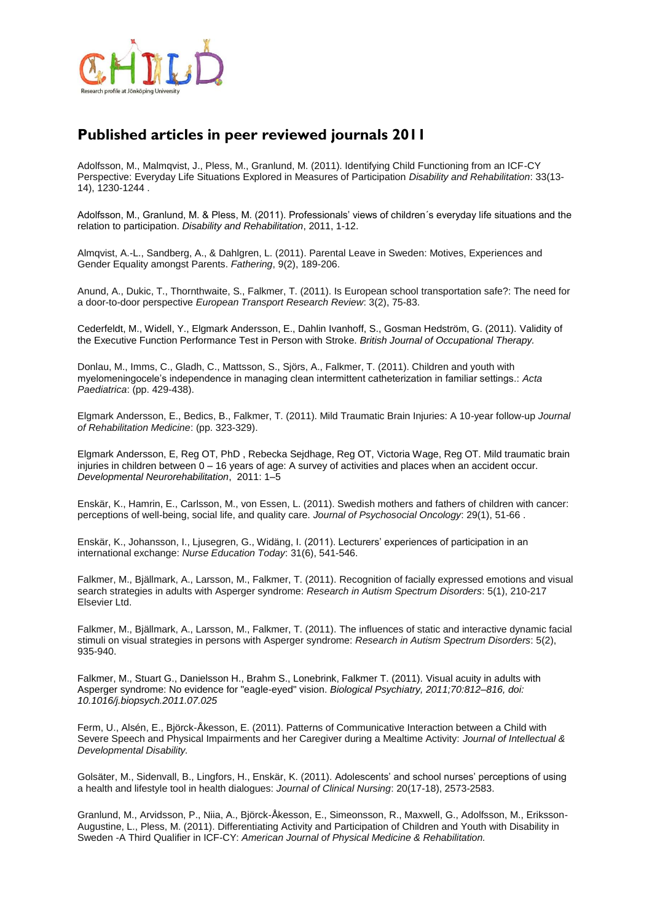# Published articles in peer reviewed journals 2011

Adolfsson, M., Malmqvist, J., Pless, M., Granlund, M. (2011). Identifying Child Functioning from an ICF-CY Perspective: Everyday Life Situations Explored in Measures of Participation *Disability and Rehabilitation*: 33(13-14), 1230-1244 .

Adolfsson, M., Granlund, M. & Pless, M. (2011). Professionals' views of children´s everyday life situations and the relation to participation. *Disability and Rehabilitation*, 2011, 1-12.

Almqvist, A.-L., Sandberg, A., & Dahlgren, L. (2011). Parental Leave in Sweden: Motives, Experiences and Gender Equality amongst Parents. *Fathering*, 9(2), 189-206.

Anund, A., Dukic, T., Thornthwaite, S., Falkmer, T. (2011). Is European school transportation safe?: The need for a door-to-door perspective *European Transport Research Review*: 3(2), 75-83.

Cederfeldt, M., Widell, Y., Elgmark Andersson, E., Dahlin Ivanhoff, S., Gosman Hedström, G. (2011). Validity of the Executive Function Performance Test in Person with Stroke. *British Journal of Occupational Therapy.*

Donlau, M., Imms, C., Gladh, C., Mattsson, S., Sjörs, A., Falkmer, T. (2011). Children and youth with myelomeningocele's independence in managing clean intermittent catheterization in familiar settings.: *Acta Paediatrica*: (pp. 429-438).

Elgmark Andersson, E., Bedics, B., Falkmer, T. (2011). Mild Traumatic Brain Injuries: A 10-year follow-up *Journal of Rehabilitation Medicine*: (pp. 323-329).

Elgmark Andersson, E, Reg OT, PhD , Rebecka Sejdhage, Reg OT, Victoria Wage, Reg OT. Mild traumatic brain injuries in children between 0 – 16 years of age: A survey of activities and places when an accident occur. *Developmental Neurorehabilitation*, 2011: 1–5

Enskär, K., Hamrin, E., Carlsson, M., von Essen, L. (2011). Swedish mothers and fathers of children with cancer: perceptions of well-being, social life, and quality care. *Journal of Psychosocial Oncology*: 29(1), 51-66 .

Enskär, K., Johansson, I., Ljusegren, G., Widäng, I. (2011). Lecturers' experiences of participation in an international exchange: *Nurse Education Today*: 31(6), 541-546.

Falkmer, M., Bjällmark, A., Larsson, M., Falkmer, T. (2011). Recognition of facially expressed emotions and visual search strategies in adults with Asperger syndrome: *Research in Autism Spectrum Disorders*: 5(1), 210-217 Elsevier Ltd.

Falkmer, M., Bjällmark, A., Larsson, M., Falkmer, T. (2011). The influences of static and interactive dynamic facial stimuli on visual strategies in persons with Asperger syndrome: *Research in Autism Spectrum Disorders*: 5(2), 935-940.

Falkmer, M., Stuart G., Danielsson H., Brahm S., Lonebrink, Falkmer T. (2011). Visual acuity in adults with Asperger syndrome: No evidence for "eagle-eyed" vision. *Biological Psychiatry, 2011;70:812–816, doi: 10.1016/j.biopsych.2011.07.025*

Ferm, U., Alsén, E., Björck-Åkesson, E. (2011). Patterns of Communicative Interaction between a Child with Severe Speech and Physical Impairments and her Caregiver during a Mealtime Activity: *Journal of Intellectual & Developmental Disability.*

Golsäter, M., Sidenvall, B., Lingfors, H., Enskär, K. (2011). Adolescents' and school nurses' perceptions of using a health and lifestyle tool in health dialogues: *Journal of Clinical Nursing*: 20(17-18), 2573-2583.

Granlund, M., Arvidsson, P., Niia, A., Björck-Åkesson, E., Simeonsson, R., Maxwell, G., Adolfsson, M., Eriksson-Augustine, L., Pless, M. (2011). Differentiating Activity and Participation of Children and Youth with Disability in Sweden -A Third Qualifier in ICF-CY: *American Journal of Physical Medicine & Rehabilitation.*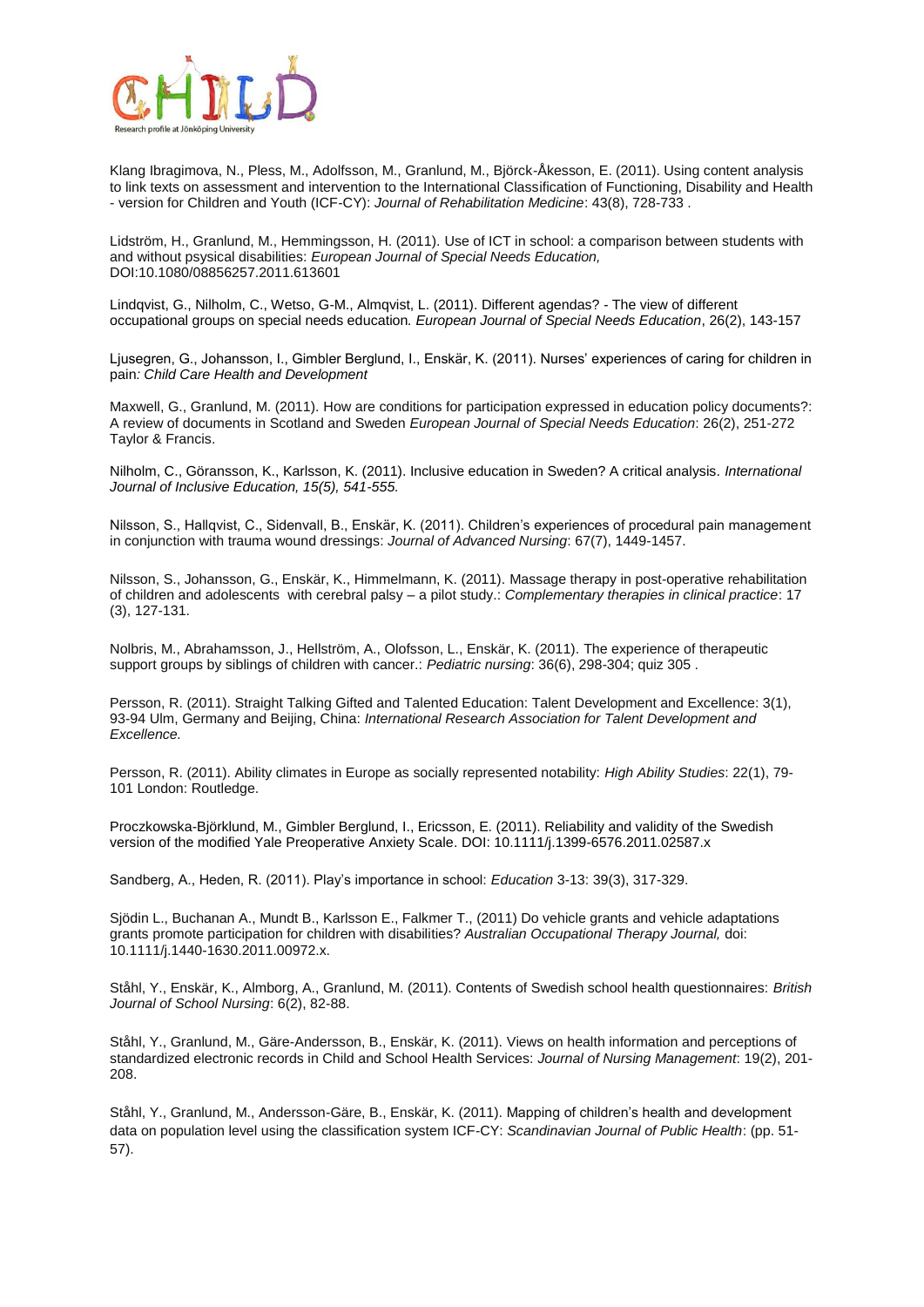Klang Ibragimova, N., Pless, M., Adolfsson, M., Granlund, M., Björck-Åkesson, E. (2011). Using content analysis to link texts on assessment and intervention to the International Classification of Functioning, Disability and Health - version for Children and Youth (ICF-CY): *Journal of Rehabilitation Medicine*: 43(8), 728-733 .

Lidström, H., Granlund, M., Hemmingsson, H. (2011). Use of ICT in school: a comparison between students with and without psysical disabilities: *European Journal of Special Needs Education,* DOI:10.1080/08856257.2011.613601

Lindqvist, G., Nilholm, C., Wetso, G-M., Almqvist, L. (2011). Different agendas? - The view of different occupational groups on special needs education*. European Journal of Special Needs Education*, 26(2), 143-157

Ljusegren, G., Johansson, I., Gimbler Berglund, I., Enskär, K. (2011). Nurses' experiences of caring for children in pain*: Child Care Health and Development*

Maxwell, G., Granlund, M. (2011). How are conditions for participation expressed in education policy documents?: A review of documents in Scotland and Sweden *European Journal of Special Needs Education*: 26(2), 251-272 Taylor & Francis.

Nilholm, C., Göransson, K., Karlsson, K. (2011). Inclusive education in Sweden? A critical analysis. *International Journal of Inclusive Education, 15(5), 541-555.*

Nilsson, S., Hallqvist, C., Sidenvall, B., Enskär, K. (2011). Children's experiences of procedural pain management in conjunction with trauma wound dressings: *Journal of Advanced Nursing*: 67(7), 1449-1457.

Nilsson, S., Johansson, G., Enskär, K., Himmelmann, K. (2011). Massage therapy in post-operative rehabilitation of children and adolescents with cerebral palsy – a pilot study.: *Complementary therapies in clinical practice*: 17 (3), 127-131.

Nolbris, M., Abrahamsson, J., Hellström, A., Olofsson, L., Enskär, K. (2011). The experience of therapeutic support groups by siblings of children with cancer.: *Pediatric nursing*: 36(6), 298-304; quiz 305 .

Persson, R. (2011). Straight Talking Gifted and Talented Education: Talent Development and Excellence: 3(1), 93-94 Ulm, Germany and Beijing, China: *International Research Association for Talent Development and Excellence.*

Persson, R. (2011). Ability climates in Europe as socially represented notability: *High Ability Studies*: 22(1), 79-101 London: Routledge.

Proczkowska-Björklund, M., Gimbler Berglund, I., Ericsson, E. (2011). Reliability and validity of the Swedish version of the modified Yale Preoperative Anxiety Scale. DOI: 10.1111/j.1399-6576.2011.02587.x

Sandberg, A., Heden, R. (2011). Play's importance in school: *Education* 3-13: 39(3), 317-329.

Sjödin L., Buchanan A., Mundt B., Karlsson E., Falkmer T., (2011) Do vehicle grants and vehicle adaptations grants promote participation for children with disabilities? *Australian Occupational Therapy Journal,* doi: 10.1111/j.1440-1630.2011.00972.x.

Ståhl, Y., Enskär, K., Almborg, A., Granlund, M. (2011). Contents of Swedish school health questionnaires: *British Journal of School Nursing*: 6(2), 82-88.

Ståhl, Y., Granlund, M., Gäre-Andersson, B., Enskär, K. (2011). Views on health information and perceptions of standardized electronic records in Child and School Health Services: *Journal of Nursing Management*: 19(2), 201-208.

Ståhl, Y., Granlund, M., Andersson-Gäre, B., Enskär, K. (2011). Mapping of children's health and development data on population level using the classification system ICF-CY: *Scandinavian Journal of Public Health*: (pp. 51-57).